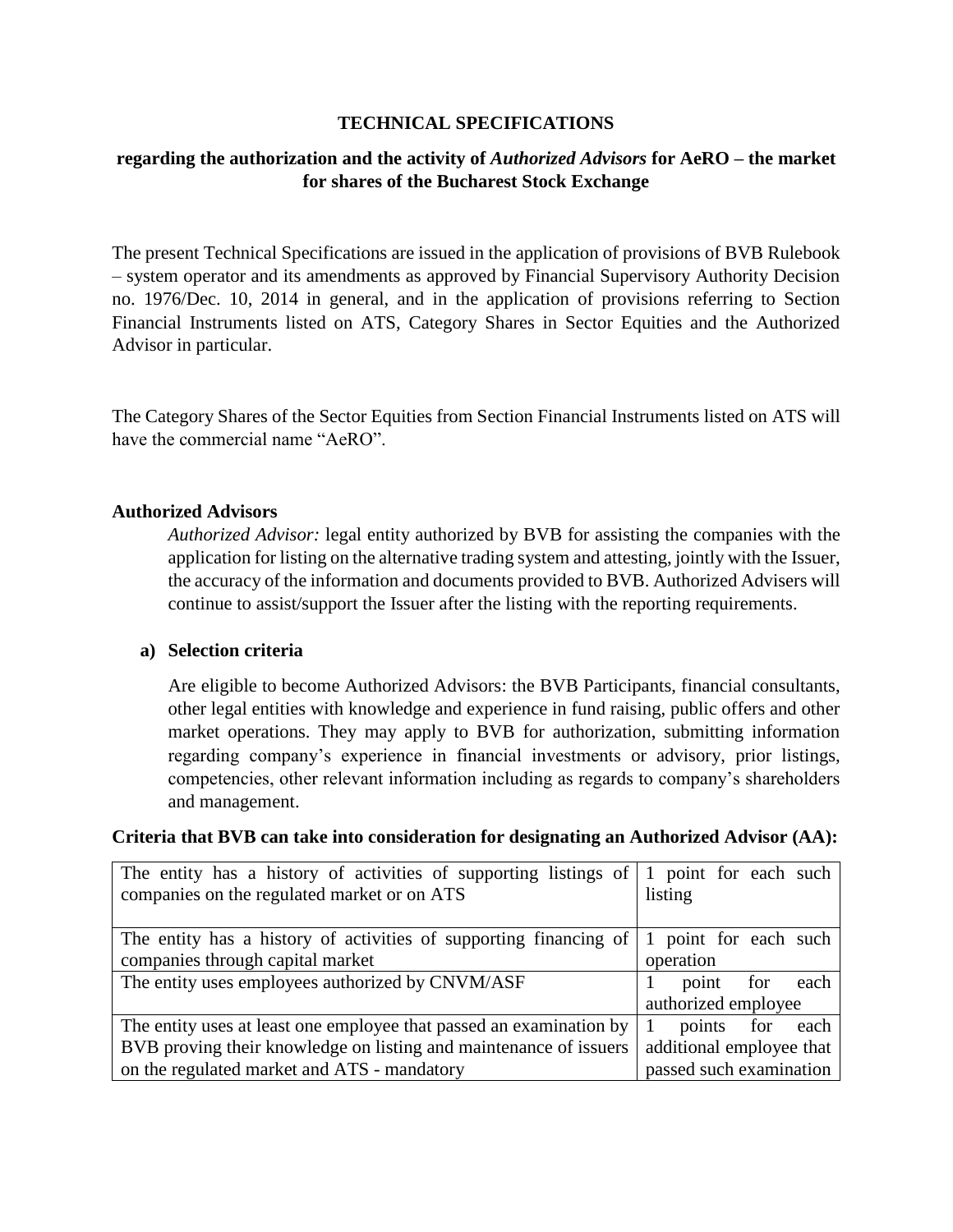**TECHNICAL SPECIFICATIONS**

**regarding the authorization and the activity of *Authorized Advisors* for AeRO – the market for shares of the Bucharest Stock Exchange**

The present Technical Specifications are issued in the application of provisions of BVB Rulebook – system operator and its amendments as approved by Financial Supervisory Authority Decision no. 1976/Dec. 10, 2014 in general, and in the application of provisions referring to Section Financial Instruments listed on ATS, Category Shares in Sector Equities and the Authorized Advisor in particular.

The Category Shares of the Sector Equities from Section Financial Instruments listed on ATS will have the commercial name "AeRO".

**Authorized Advisors**

*Authorized Advisor:* legal entity authorized by BVB for assisting the companies with the application for listing on the alternative trading system and attesting, jointly with the Issuer, the accuracy of the information and documents provided to BVB. Authorized Advisers will continue to assist/support the Issuer after the listing with the reporting requirements.

**a) Selection criteria**

Are eligible to become Authorized Advisors: the BVB Participants, financial consultants, other legal entities with knowledge and experience in fund raising, public offers and other market operations. They may apply to BVB for authorization, submitting information regarding company's experience in financial investments or advisory, prior listings, competencies, other relevant information including as regards to company's shareholders and management.

**Criteria that BVB can take into consideration for designating an Authorized Advisor (AA):**

| | |
|---|---|
| The entity has a history of activities of supporting listings of companies on the regulated market or on ATS | 1 point for each such listing |
| The entity has a history of activities of supporting financing of companies through capital market | 1 point for each such operation |
| The entity uses employees authorized by CNVM/ASF | 1 point for each authorized employee |
| The entity uses at least one employee that passed an examination by BVB proving their knowledge on listing and maintenance of issuers on the regulated market and ATS - mandatory | 1 points for each additional employee that passed such examination |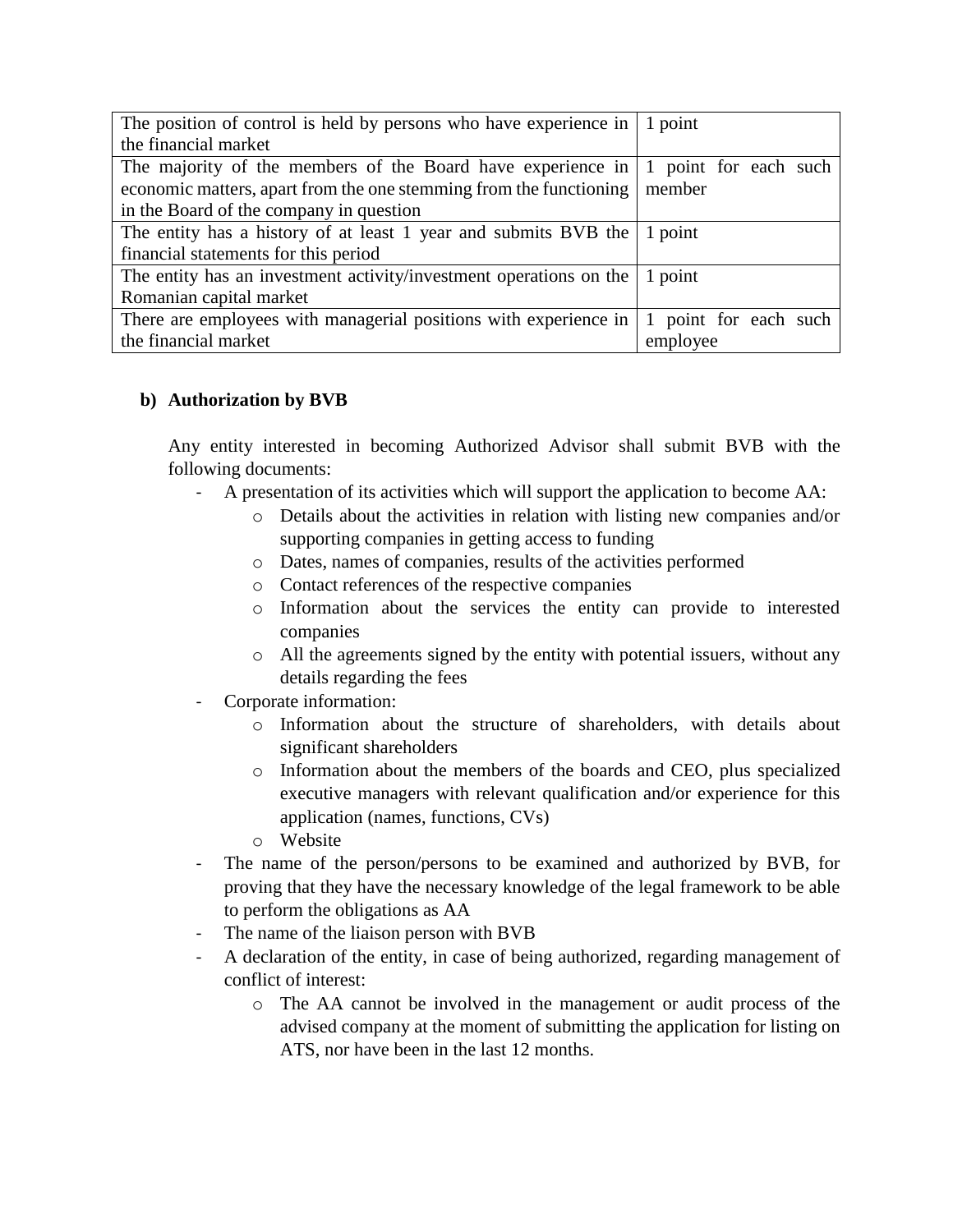| The position of control is held by persons who have experience in the financial market | 1 point |
|---|---|
| The majority of the members of the Board have experience in economic matters, apart from the one stemming from the functioning in the Board of the company in question | 1 point for each such member |
| The entity has a history of at least 1 year and submits BVB the financial statements for this period | 1 point |
| The entity has an investment activity/investment operations on the Romanian capital market | 1 point |
| There are employees with managerial positions with experience in the financial market | 1 point for each such employee |

**b) Authorization by BVB**

Any entity interested in becoming Authorized Advisor shall submit BVB with the following documents:

- A presentation of its activities which will support the application to become AA:
  - Details about the activities in relation with listing new companies and/or supporting companies in getting access to funding
  - Dates, names of companies, results of the activities performed
  - Contact references of the respective companies
  - Information about the services the entity can provide to interested companies
  - All the agreements signed by the entity with potential issuers, without any details regarding the fees
- Corporate information:
  - Information about the structure of shareholders, with details about significant shareholders
  - Information about the members of the boards and CEO, plus specialized executive managers with relevant qualification and/or experience for this application (names, functions, CVs)
  - Website
- The name of the person/persons to be examined and authorized by BVB, for proving that they have the necessary knowledge of the legal framework to be able to perform the obligations as AA
- The name of the liaison person with BVB
- A declaration of the entity, in case of being authorized, regarding management of conflict of interest:
  - The AA cannot be involved in the management or audit process of the advised company at the moment of submitting the application for listing on ATS, nor have been in the last 12 months.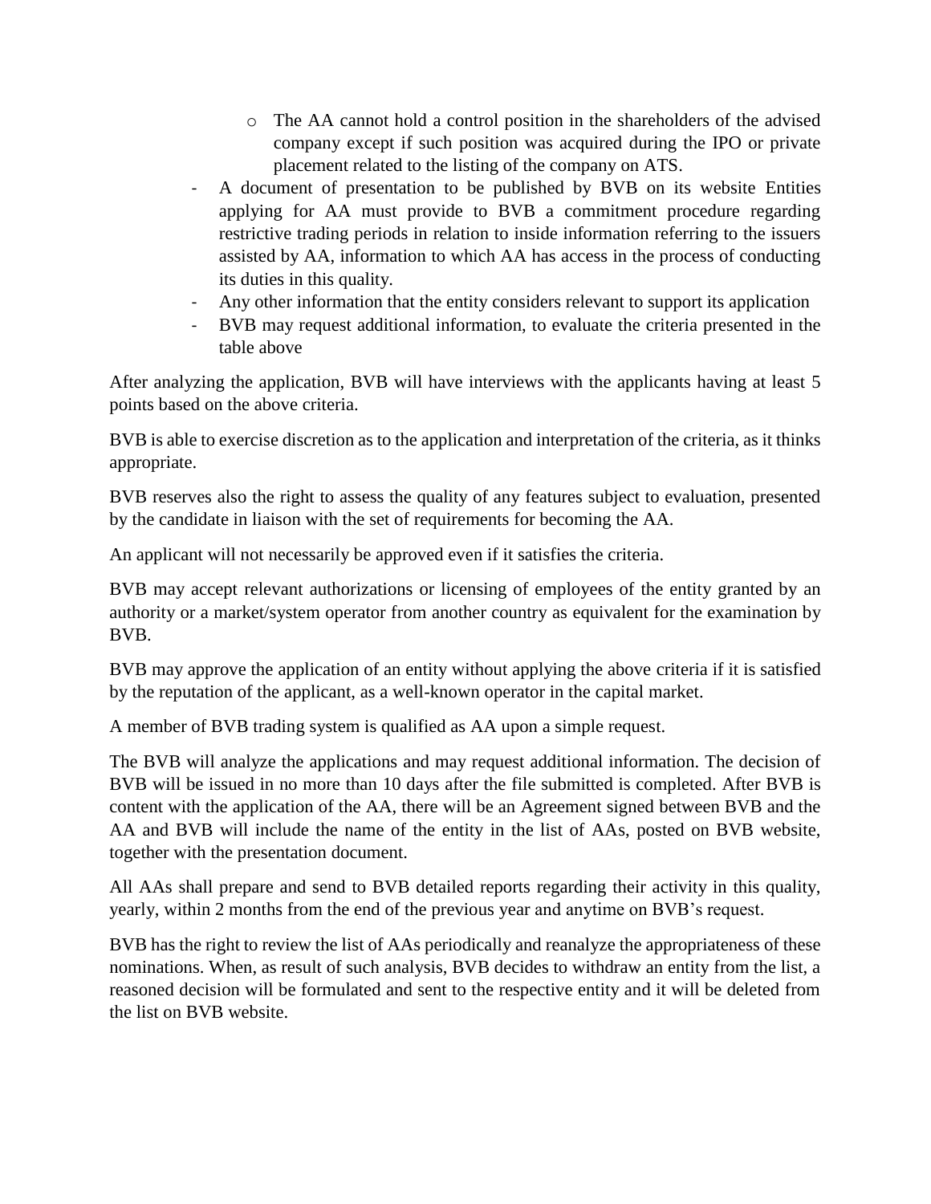- The AA cannot hold a control position in the shareholders of the advised company except if such position was acquired during the IPO or private placement related to the listing of the company on ATS.
- A document of presentation to be published by BVB on its website Entities applying for AA must provide to BVB a commitment procedure regarding restrictive trading periods in relation to inside information referring to the issuers assisted by AA, information to which AA has access in the process of conducting its duties in this quality.
- Any other information that the entity considers relevant to support its application
- BVB may request additional information, to evaluate the criteria presented in the table above

After analyzing the application, BVB will have interviews with the applicants having at least 5 points based on the above criteria.

BVB is able to exercise discretion as to the application and interpretation of the criteria, as it thinks appropriate.

BVB reserves also the right to assess the quality of any features subject to evaluation, presented by the candidate in liaison with the set of requirements for becoming the AA.

An applicant will not necessarily be approved even if it satisfies the criteria.

BVB may accept relevant authorizations or licensing of employees of the entity granted by an authority or a market/system operator from another country as equivalent for the examination by BVB.

BVB may approve the application of an entity without applying the above criteria if it is satisfied by the reputation of the applicant, as a well-known operator in the capital market.

A member of BVB trading system is qualified as AA upon a simple request.

The BVB will analyze the applications and may request additional information. The decision of BVB will be issued in no more than 10 days after the file submitted is completed. After BVB is content with the application of the AA, there will be an Agreement signed between BVB and the AA and BVB will include the name of the entity in the list of AAs, posted on BVB website, together with the presentation document.

All AAs shall prepare and send to BVB detailed reports regarding their activity in this quality, yearly, within 2 months from the end of the previous year and anytime on BVB's request.

BVB has the right to review the list of AAs periodically and reanalyze the appropriateness of these nominations. When, as result of such analysis, BVB decides to withdraw an entity from the list, a reasoned decision will be formulated and sent to the respective entity and it will be deleted from the list on BVB website.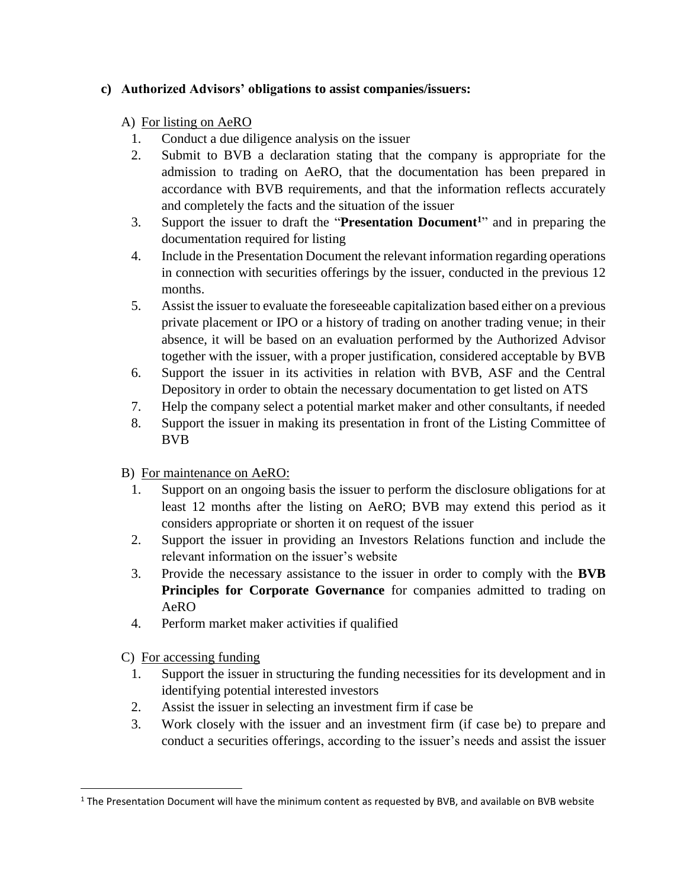**c) Authorized Advisors' obligations to assist companies/issuers:**

A) For listing on AeRO

1. Conduct a due diligence analysis on the issuer
2. Submit to BVB a declaration stating that the company is appropriate for the admission to trading on AeRO, that the documentation has been prepared in accordance with BVB requirements, and that the information reflects accurately and completely the facts and the situation of the issuer
3. Support the issuer to draft the "**Presentation Document**[1]" and in preparing the documentation required for listing
4. Include in the Presentation Document the relevant information regarding operations in connection with securities offerings by the issuer, conducted in the previous 12 months.
5. Assist the issuer to evaluate the foreseeable capitalization based either on a previous private placement or IPO or a history of trading on another trading venue; in their absence, it will be based on an evaluation performed by the Authorized Advisor together with the issuer, with a proper justification, considered acceptable by BVB
6. Support the issuer in its activities in relation with BVB, ASF and the Central Depository in order to obtain the necessary documentation to get listed on ATS
7. Help the company select a potential market maker and other consultants, if needed
8. Support the issuer in making its presentation in front of the Listing Committee of BVB

B) For maintenance on AeRO:

1. Support on an ongoing basis the issuer to perform the disclosure obligations for at least 12 months after the listing on AeRO; BVB may extend this period as it considers appropriate or shorten it on request of the issuer
2. Support the issuer in providing an Investors Relations function and include the relevant information on the issuer's website
3. Provide the necessary assistance to the issuer in order to comply with the **BVB Principles for Corporate Governance** for companies admitted to trading on AeRO
4. Perform market maker activities if qualified

C) For accessing funding

1. Support the issuer in structuring the funding necessities for its development and in identifying potential interested investors
2. Assist the issuer in selecting an investment firm if case be
3. Work closely with the issuer and an investment firm (if case be) to prepare and conduct a securities offerings, according to the issuer's needs and assist the issuer

---

[1] The Presentation Document will have the minimum content as requested by BVB, and available on BVB website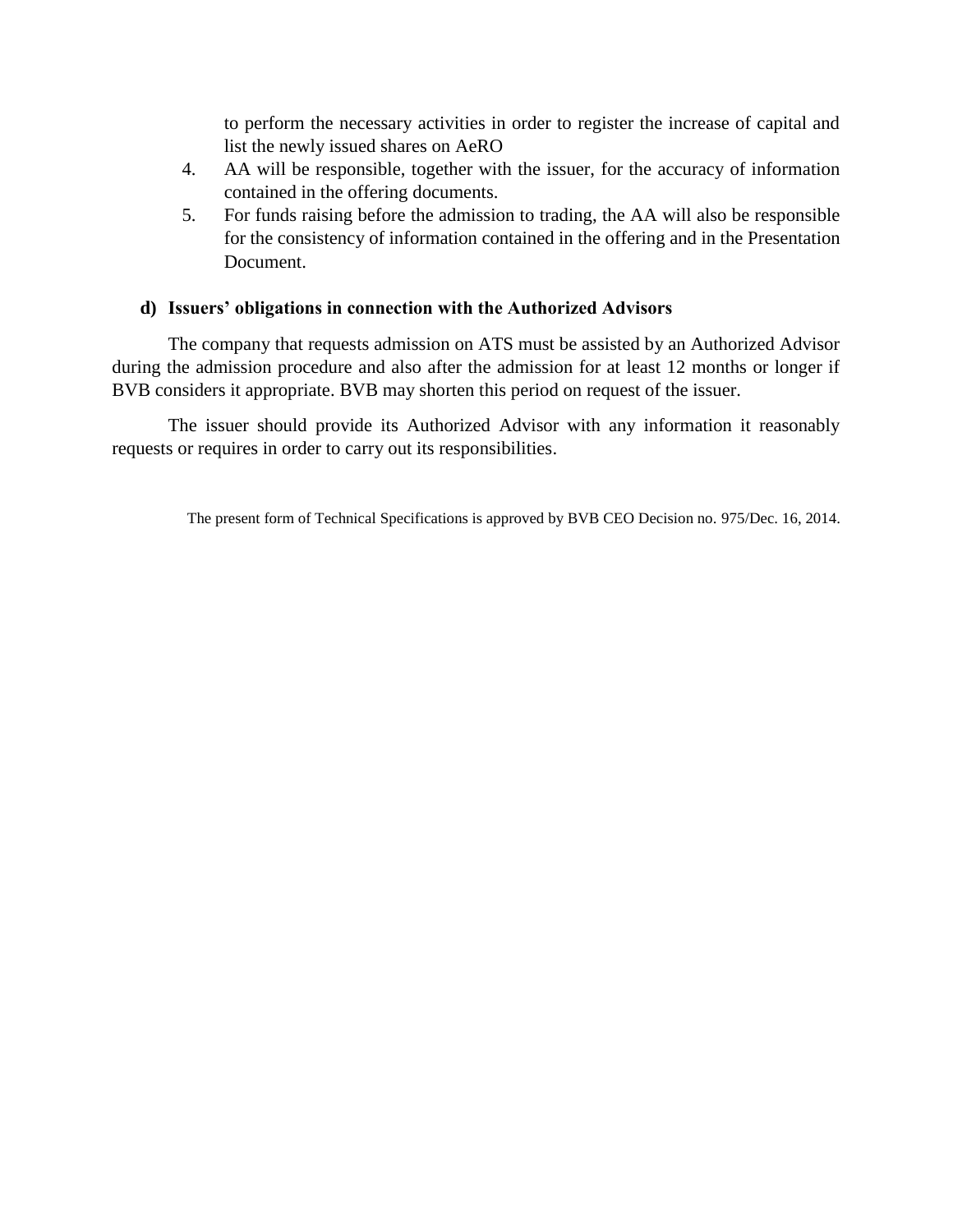to perform the necessary activities in order to register the increase of capital and list the newly issued shares on AeRO

4. AA will be responsible, together with the issuer, for the accuracy of information contained in the offering documents.
5. For funds raising before the admission to trading, the AA will also be responsible for the consistency of information contained in the offering and in the Presentation Document.

**d) Issuers' obligations in connection with the Authorized Advisors**

The company that requests admission on ATS must be assisted by an Authorized Advisor during the admission procedure and also after the admission for at least 12 months or longer if BVB considers it appropriate. BVB may shorten this period on request of the issuer.

The issuer should provide its Authorized Advisor with any information it reasonably requests or requires in order to carry out its responsibilities.

The present form of Technical Specifications is approved by BVB CEO Decision no. 975/Dec. 16, 2014.